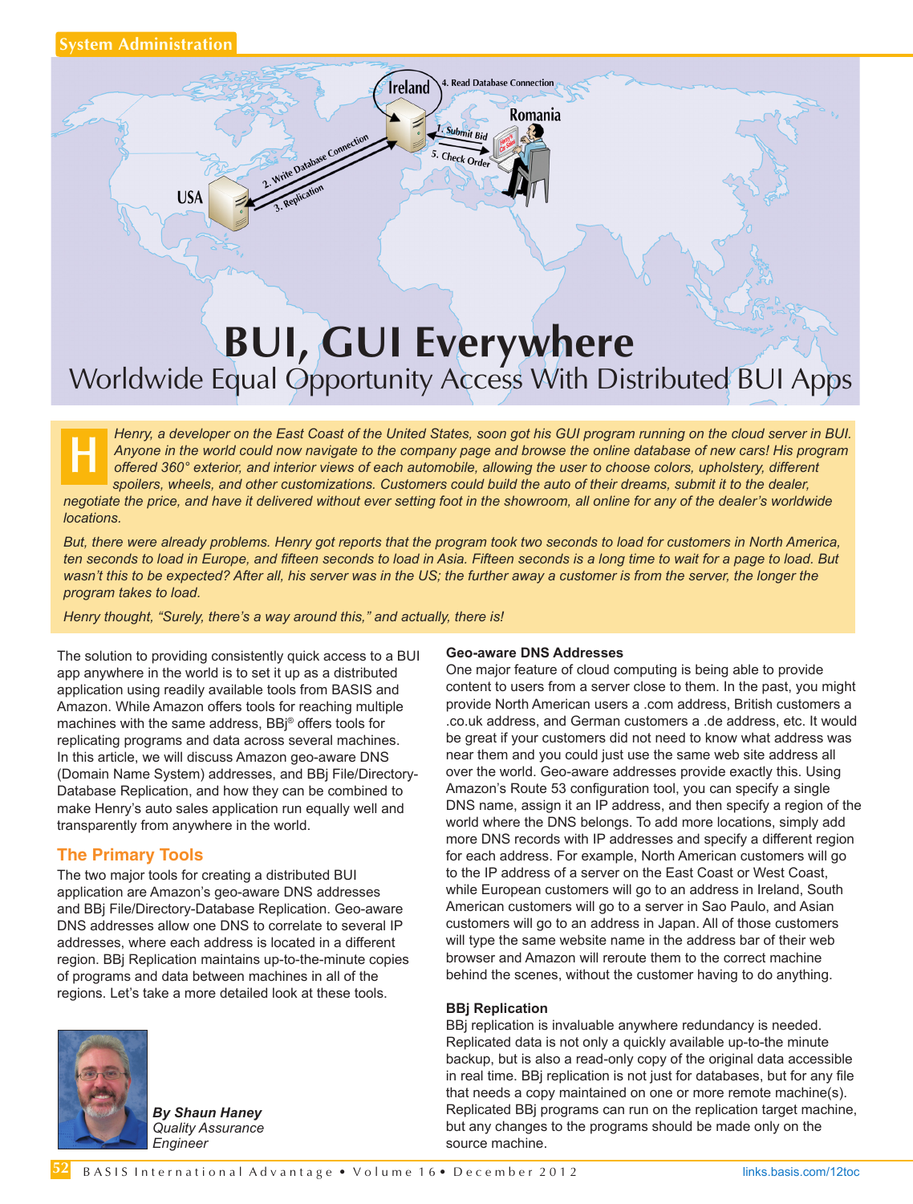System Administration

# BUI, GUI Everywhere

## Worldwide Equal Opportunity Access With Distributed BUI Apps

*Henry, a developer on the East Coast of the United States, soon got his GUI program running on the cloud server in BUI. Anyone in the world could now navigate to the company page and browse the online database of new cars! His program offered 360° exterior, and interior views of each automobile, allowing the user to choose colors, upholstery, different spoilers, wheels, and other customizations. Customers could build the auto of their dreams, submit it to the dealer, negotiate the price, and have it delivered without ever setting foot in the showroom, all online for any of the dealer's worldwide locations.*

*But, there were already problems. Henry got reports that the program took two seconds to load for customers in North America, ten seconds to load in Europe, and fifteen seconds to load in Asia. Fifteen seconds is a long time to wait for a page to load. But wasn't this to be expected? After all, his server was in the US; the further away a customer is from the server, the longer the program takes to load.*

*Henry thought, "Surely, there's a way around this," and actually, there is!*

The solution to providing consistently quick access to a BUI app anywhere in the world is to set it up as a distributed application using readily available tools from BASIS and Amazon. While Amazon offers tools for reaching multiple machines with the same address, BBj® offers tools for replicating programs and data across several machines. In this article, we will discuss Amazon geo-aware DNS (Domain Name System) addresses, and BBj File/Directory-Database Replication, and how they can be combined to make Henry's auto sales application run equally well and transparently from anywhere in the world.

### The Primary Tools

The two major tools for creating a distributed BUI application are Amazon's geo-aware DNS addresses and BBj File/Directory-Database Replication. Geo-aware DNS addresses allow one DNS to correlate to several IP addresses, where each address is located in a different region. BBj Replication maintains up-to-the-minute copies of programs and data between machines in all of the regions. Let's take a more detailed look at these tools.

*By Shaun Haney*
*Quality Assurance Engineer*

#### Geo-aware DNS Addresses

One major feature of cloud computing is being able to provide content to users from a server close to them. In the past, you might provide North American users a .com address, British customers a .co.uk address, and German customers a .de address, etc. It would be great if your customers did not need to know what address was near them and you could just use the same web site address all over the world. Geo-aware addresses provide exactly this. Using Amazon's Route 53 configuration tool, you can specify a single DNS name, assign it an IP address, and then specify a region of the world where the DNS belongs. To add more locations, simply add more DNS records with IP addresses and specify a different region for each address. For example, North American customers will go to the IP address of a server on the East Coast or West Coast, while European customers will go to an address in Ireland, South American customers will go to a server in Sao Paulo, and Asian customers will go to an address in Japan. All of those customers will type the same website name in the address bar of their web browser and Amazon will reroute them to the correct machine behind the scenes, without the customer having to do anything.

#### BBj Replication

BBj replication is invaluable anywhere redundancy is needed. Replicated data is not only a quickly available up-to-the minute backup, but is also a read-only copy of the original data accessible in real time. BBj replication is not just for databases, but for any file that needs a copy maintained on one or more remote machine(s). Replicated BBj programs can run on the replication target machine, but any changes to the programs should be made only on the source machine.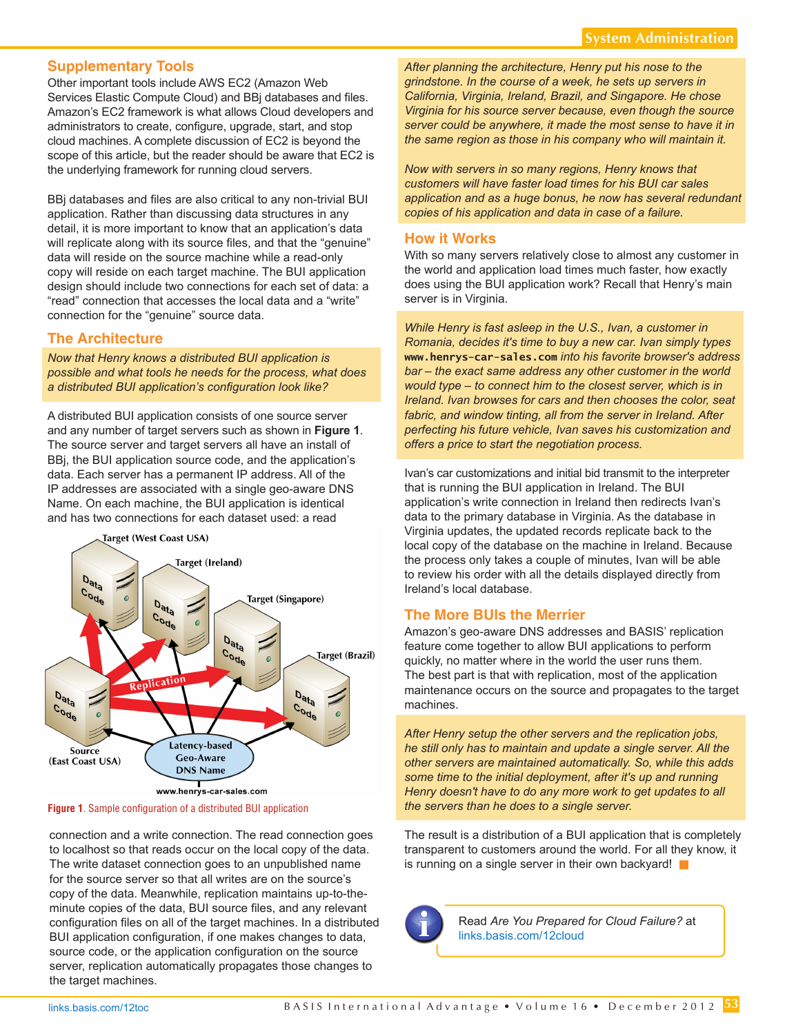## Supplementary Tools

Other important tools include AWS EC2 (Amazon Web Services Elastic Compute Cloud) and BBj databases and files. Amazon's EC2 framework is what allows Cloud developers and administrators to create, configure, upgrade, start, and stop cloud machines. A complete discussion of EC2 is beyond the scope of this article, but the reader should be aware that EC2 is the underlying framework for running cloud servers.

BBj databases and files are also critical to any non-trivial BUI application. Rather than discussing data structures in any detail, it is more important to know that an application's data will replicate along with its source files, and that the "genuine" data will reside on the source machine while a read-only copy will reside on each target machine. The BUI application design should include two connections for each set of data: a "read" connection that accesses the local data and a "write" connection for the "genuine" source data.

## The Architecture

*Now that Henry knows a distributed BUI application is possible and what tools he needs for the process, what does a distributed BUI application's configuration look like?*

A distributed BUI application consists of one source server and any number of target servers such as shown in **Figure 1**. The source server and target servers all have an install of BBj, the BUI application source code, and the application's data. Each server has a permanent IP address. All of the IP addresses are associated with a single geo-aware DNS Name. On each machine, the BUI application is identical and has two connections for each dataset used: a read connection and a write connection. The read connection goes to localhost so that reads occur on the local copy of the data. The write dataset connection goes to an unpublished name for the source server so that all writes are on the source's copy of the data. Meanwhile, replication maintains up-to-the-minute copies of the data, BUI source files, and any relevant configuration files on all of the target machines. In a distributed BUI application configuration, if one makes changes to data, source code, or the application configuration on the source server, replication automatically propagates those changes to the target machines.

Target (West Coast USA)
Target (Ireland)
Target (Singapore)
Target (Brazil)
Data
Code
Replication
Source
(East Coast USA)
Latency-based
Geo-Aware
DNS Name
www.henrys-car-sales.com

**Figure 1**. Sample configuration of a distributed BUI application

*After planning the architecture, Henry put his nose to the grindstone. In the course of a week, he sets up servers in California, Virginia, Ireland, Brazil, and Singapore. He chose Virginia for his source server because, even though the source server could be anywhere, it made the most sense to have it in the same region as those in his company who will maintain it.*

*Now with servers in so many regions, Henry knows that customers will have faster load times for his BUI car sales application and as a huge bonus, he now has several redundant copies of his application and data in case of a failure.*

## How it Works

With so many servers relatively close to almost any customer in the world and application load times much faster, how exactly does using the BUI application work? Recall that Henry's main server is in Virginia.

*While Henry is fast asleep in the U.S., Ivan, a customer in Romania, decides it's time to buy a new car. Ivan simply types* `www.henrys-car-sales.com` *into his favorite browser's address bar – the exact same address any other customer in the world would type – to connect him to the closest server, which is in Ireland. Ivan browses for cars and then chooses the color, seat fabric, and window tinting, all from the server in Ireland. After perfecting his future vehicle, Ivan saves his customization and offers a price to start the negotiation process.*

Ivan's car customizations and initial bid transmit to the interpreter that is running the BUI application in Ireland. The BUI application's write connection in Ireland then redirects Ivan's data to the primary database in Virginia. As the database in Virginia updates, the updated records replicate back to the local copy of the database on the machine in Ireland. Because the process only takes a couple of minutes, Ivan will be able to review his order with all the details displayed directly from Ireland's local database.

## The More BUIs the Merrier

Amazon's geo-aware DNS addresses and BASIS' replication feature come together to allow BUI applications to perform quickly, no matter where in the world the user runs them. The best part is that with replication, most of the application maintenance occurs on the source and propagates to the target machines.

*After Henry setup the other servers and the replication jobs, he still only has to maintain and update a single server. All the other servers are maintained automatically. So, while this adds some time to the initial deployment, after it's up and running Henry doesn't have to do any more work to get updates to all the servers than he does to a single server.*

The result is a distribution of a BUI application that is completely transparent to customers around the world. For all they know, it is running on a single server in their own backyard!

Read *Are You Prepared for Cloud Failure?* at links.basis.com/12cloud